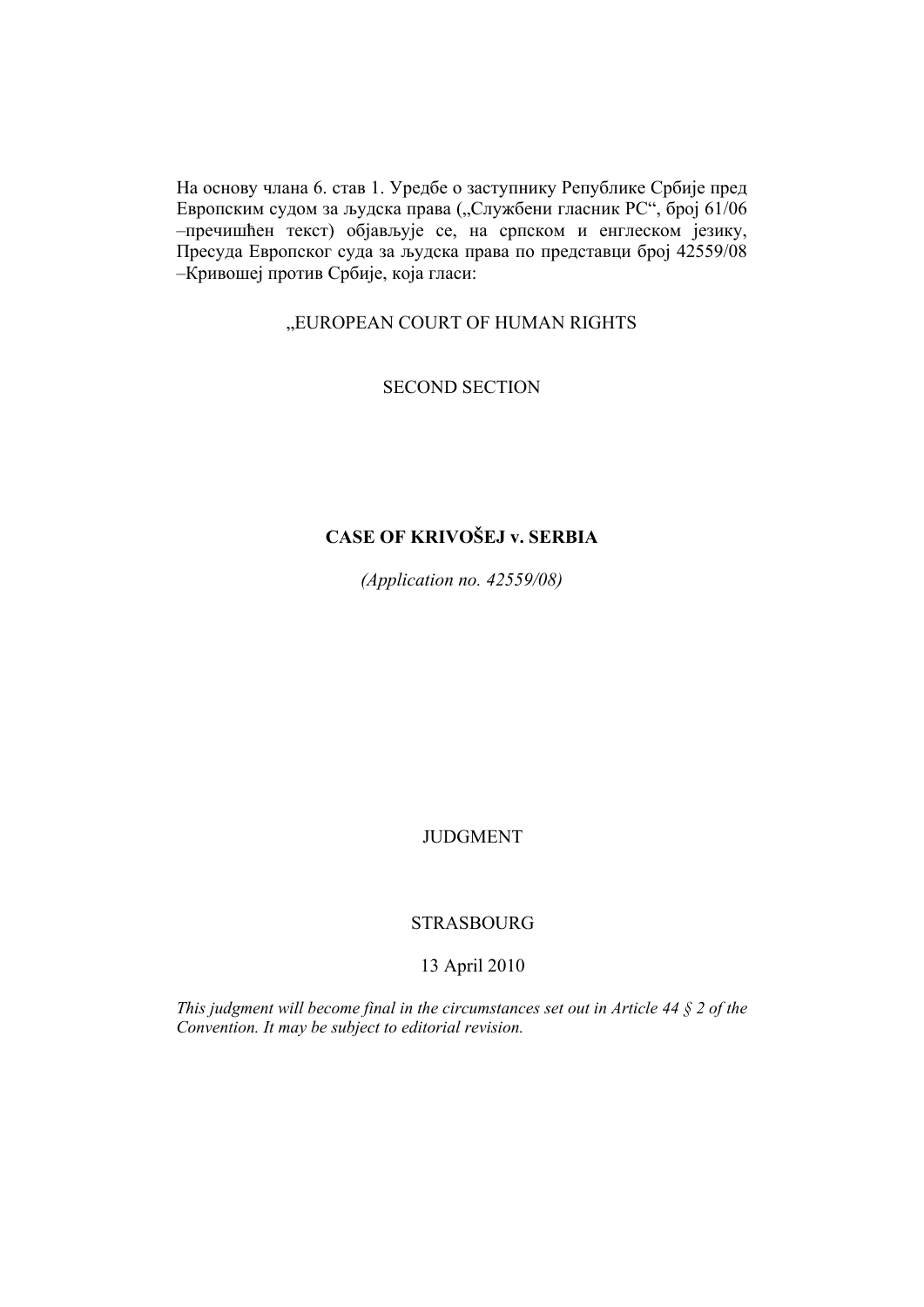На основу члана 6. став 1. Уредбе о заступнику Републике Србије пред Европским судом за људска права („Службени гласник РС", број 61/06 –пречишћен текст) објављује се, на српском и енглеском језику, Пресуда Европског суда за људска права по представци број 42559/08 –Кривошеј против Србије, која гласи:

„EUROPEAN COURT OF HUMAN RIGHTS

SECOND SECTION

**CASE OF KRIVOŠEJ v. SERBIA**

*(Application no. 42559/08)*

JUDGMENT

STRASBOURG

13 April 2010

*This judgment will become final in the circumstances set out in Article 44 § 2 of the Convention. It may be subject to editorial revision.*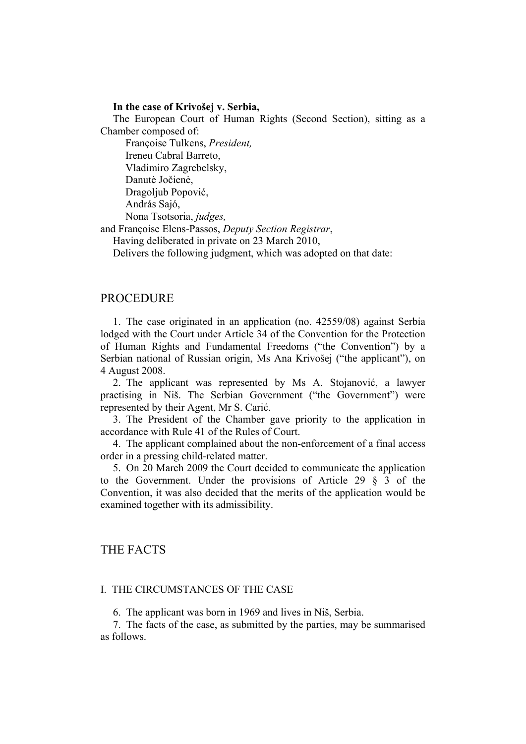**In the case of Krivošej v. Serbia,**

The European Court of Human Rights (Second Section), sitting as a Chamber composed of:

Françoise Tulkens, *President,*
Ireneu Cabral Barreto,
Vladimiro Zagrebelsky,
Danutė Jočienė,
Dragoljub Popović,
András Sajó,
Nona Tsotsoria, *judges,*
and Françoise Elens-Passos, *Deputy Section Registrar*,

Having deliberated in private on 23 March 2010,

Delivers the following judgment, which was adopted on that date:

# PROCEDURE

1. The case originated in an application (no. 42559/08) against Serbia lodged with the Court under Article 34 of the Convention for the Protection of Human Rights and Fundamental Freedoms ("the Convention") by a Serbian national of Russian origin, Ms Ana Krivošej ("the applicant"), on 4 August 2008.

2. The applicant was represented by Ms A. Stojanović, a lawyer practising in Niš. The Serbian Government ("the Government") were represented by their Agent, Mr S. Carić.

3. The President of the Chamber gave priority to the application in accordance with Rule 41 of the Rules of Court.

4. The applicant complained about the non-enforcement of a final access order in a pressing child-related matter.

5. On 20 March 2009 the Court decided to communicate the application to the Government. Under the provisions of Article 29 § 3 of the Convention, it was also decided that the merits of the application would be examined together with its admissibility.

# THE FACTS

## I. THE CIRCUMSTANCES OF THE CASE

6. The applicant was born in 1969 and lives in Niš, Serbia.

7. The facts of the case, as submitted by the parties, may be summarised as follows.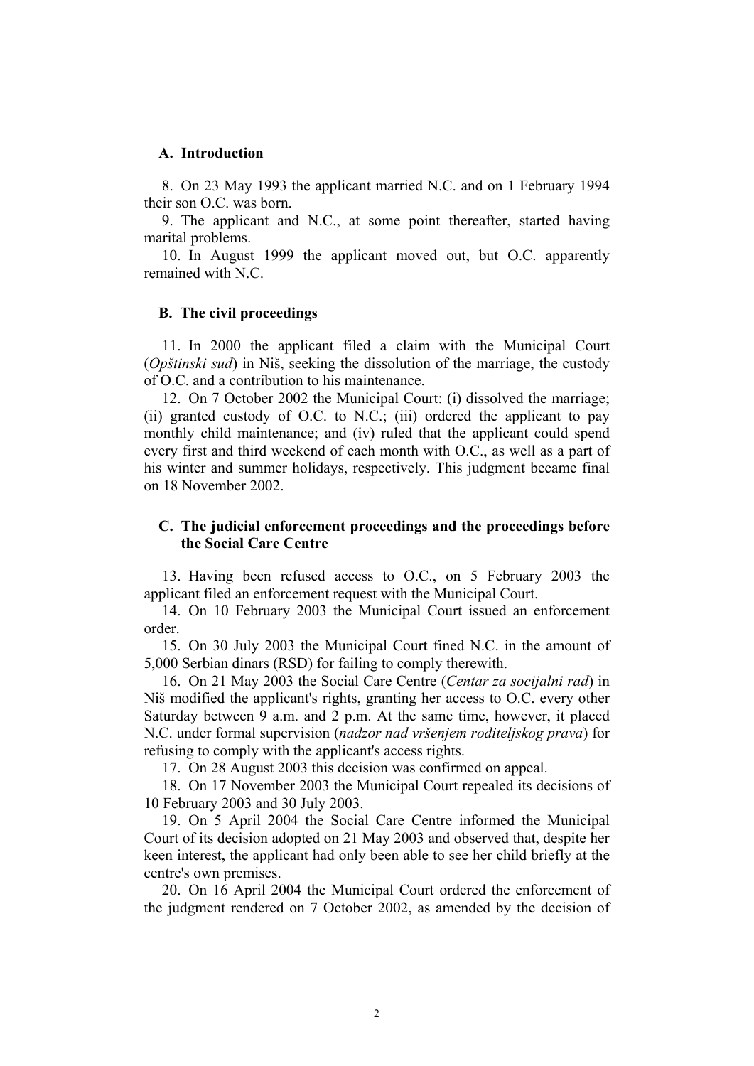## A. Introduction

8. On 23 May 1993 the applicant married N.C. and on 1 February 1994 their son O.C. was born.

9. The applicant and N.C., at some point thereafter, started having marital problems.

10. In August 1999 the applicant moved out, but O.C. apparently remained with N.C.

## B. The civil proceedings

11. In 2000 the applicant filed a claim with the Municipal Court (*Opštinski sud*) in Niš, seeking the dissolution of the marriage, the custody of O.C. and a contribution to his maintenance.

12. On 7 October 2002 the Municipal Court: (i) dissolved the marriage; (ii) granted custody of O.C. to N.C.; (iii) ordered the applicant to pay monthly child maintenance; and (iv) ruled that the applicant could spend every first and third weekend of each month with O.C., as well as a part of his winter and summer holidays, respectively. This judgment became final on 18 November 2002.

## C. The judicial enforcement proceedings and the proceedings before the Social Care Centre

13. Having been refused access to O.C., on 5 February 2003 the applicant filed an enforcement request with the Municipal Court.

14. On 10 February 2003 the Municipal Court issued an enforcement order.

15. On 30 July 2003 the Municipal Court fined N.C. in the amount of 5,000 Serbian dinars (RSD) for failing to comply therewith.

16. On 21 May 2003 the Social Care Centre (*Centar za socijalni rad*) in Niš modified the applicant's rights, granting her access to O.C. every other Saturday between 9 a.m. and 2 p.m. At the same time, however, it placed N.C. under formal supervision (*nadzor nad vršenjem roditeljskog prava*) for refusing to comply with the applicant's access rights.

17. On 28 August 2003 this decision was confirmed on appeal.

18. On 17 November 2003 the Municipal Court repealed its decisions of 10 February 2003 and 30 July 2003.

19. On 5 April 2004 the Social Care Centre informed the Municipal Court of its decision adopted on 21 May 2003 and observed that, despite her keen interest, the applicant had only been able to see her child briefly at the centre's own premises.

20. On 16 April 2004 the Municipal Court ordered the enforcement of the judgment rendered on 7 October 2002, as amended by the decision of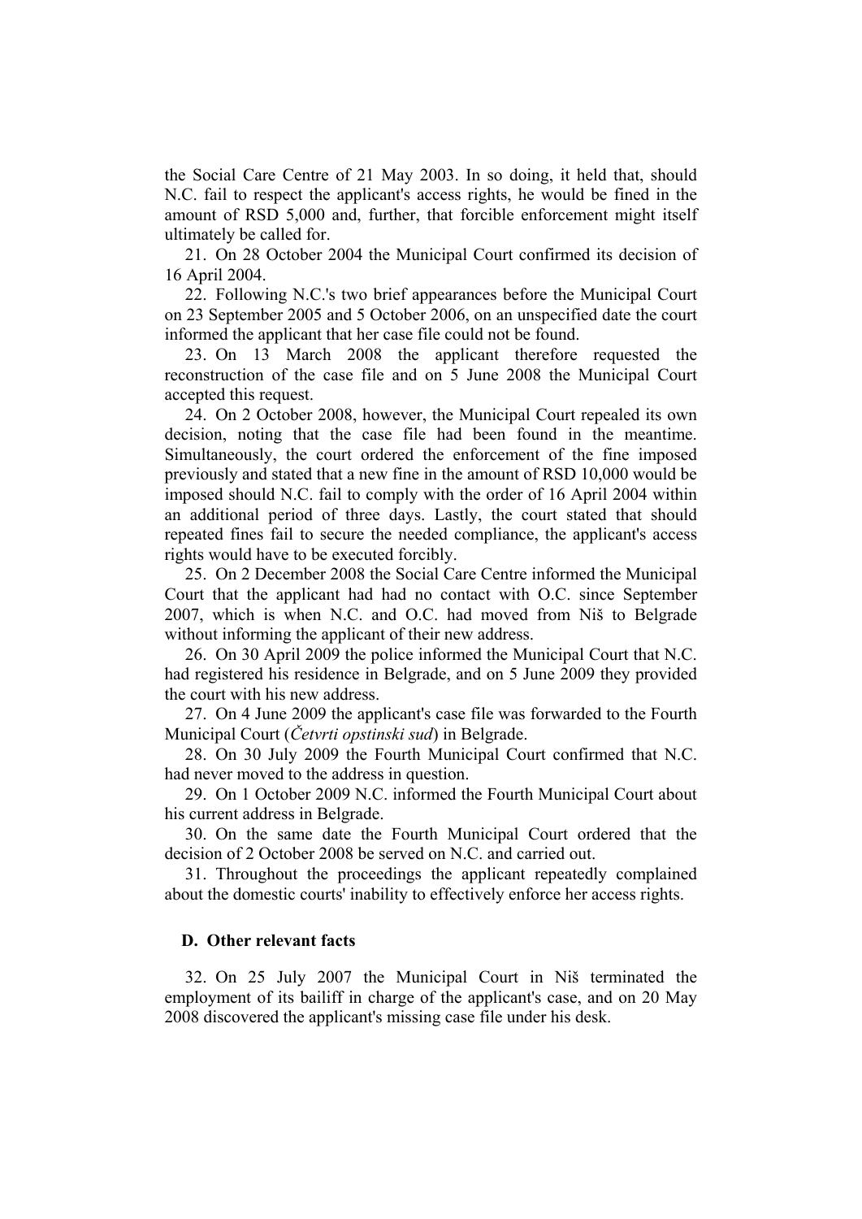the Social Care Centre of 21 May 2003. In so doing, it held that, should N.C. fail to respect the applicant's access rights, he would be fined in the amount of RSD 5,000 and, further, that forcible enforcement might itself ultimately be called for.

21. On 28 October 2004 the Municipal Court confirmed its decision of 16 April 2004.

22. Following N.C.'s two brief appearances before the Municipal Court on 23 September 2005 and 5 October 2006, on an unspecified date the court informed the applicant that her case file could not be found.

23. On 13 March 2008 the applicant therefore requested the reconstruction of the case file and on 5 June 2008 the Municipal Court accepted this request.

24. On 2 October 2008, however, the Municipal Court repealed its own decision, noting that the case file had been found in the meantime. Simultaneously, the court ordered the enforcement of the fine imposed previously and stated that a new fine in the amount of RSD 10,000 would be imposed should N.C. fail to comply with the order of 16 April 2004 within an additional period of three days. Lastly, the court stated that should repeated fines fail to secure the needed compliance, the applicant's access rights would have to be executed forcibly.

25. On 2 December 2008 the Social Care Centre informed the Municipal Court that the applicant had had no contact with O.C. since September 2007, which is when N.C. and O.C. had moved from Niš to Belgrade without informing the applicant of their new address.

26. On 30 April 2009 the police informed the Municipal Court that N.C. had registered his residence in Belgrade, and on 5 June 2009 they provided the court with his new address.

27. On 4 June 2009 the applicant's case file was forwarded to the Fourth Municipal Court (*Četvrti opstinski sud*) in Belgrade.

28. On 30 July 2009 the Fourth Municipal Court confirmed that N.C. had never moved to the address in question.

29. On 1 October 2009 N.C. informed the Fourth Municipal Court about his current address in Belgrade.

30. On the same date the Fourth Municipal Court ordered that the decision of 2 October 2008 be served on N.C. and carried out.

31. Throughout the proceedings the applicant repeatedly complained about the domestic courts' inability to effectively enforce her access rights.

## D. Other relevant facts

32. On 25 July 2007 the Municipal Court in Niš terminated the employment of its bailiff in charge of the applicant's case, and on 20 May 2008 discovered the applicant's missing case file under his desk.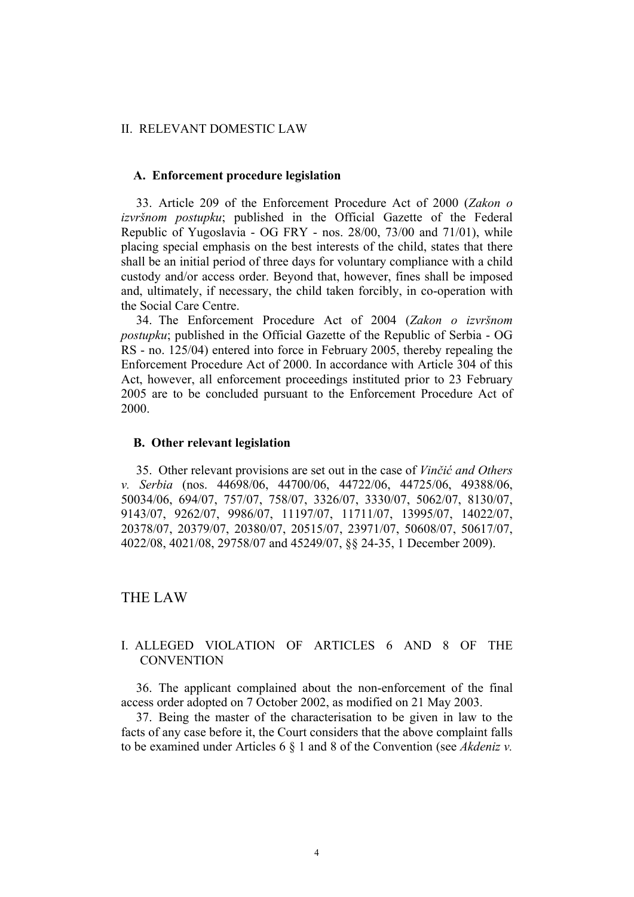## II. RELEVANT DOMESTIC LAW

### A. Enforcement procedure legislation

33. Article 209 of the Enforcement Procedure Act of 2000 (*Zakon o izvršnom postupku*; published in the Official Gazette of the Federal Republic of Yugoslavia - OG FRY - nos. 28/00, 73/00 and 71/01), while placing special emphasis on the best interests of the child, states that there shall be an initial period of three days for voluntary compliance with a child custody and/or access order. Beyond that, however, fines shall be imposed and, ultimately, if necessary, the child taken forcibly, in co-operation with the Social Care Centre.

34. The Enforcement Procedure Act of 2004 (*Zakon o izvršnom postupku*; published in the Official Gazette of the Republic of Serbia - OG RS - no. 125/04) entered into force in February 2005, thereby repealing the Enforcement Procedure Act of 2000. In accordance with Article 304 of this Act, however, all enforcement proceedings instituted prior to 23 February 2005 are to be concluded pursuant to the Enforcement Procedure Act of 2000.

### B. Other relevant legislation

35. Other relevant provisions are set out in the case of *Vinčić and Others v. Serbia* (nos. 44698/06, 44700/06, 44722/06, 44725/06, 49388/06, 50034/06, 694/07, 757/07, 758/07, 3326/07, 3330/07, 5062/07, 8130/07, 9143/07, 9262/07, 9986/07, 11197/07, 11711/07, 13995/07, 14022/07, 20378/07, 20379/07, 20380/07, 20515/07, 23971/07, 50608/07, 50617/07, 4022/08, 4021/08, 29758/07 and 45249/07, §§ 24-35, 1 December 2009).

# THE LAW

## I. ALLEGED VIOLATION OF ARTICLES 6 AND 8 OF THE CONVENTION

36. The applicant complained about the non-enforcement of the final access order adopted on 7 October 2002, as modified on 21 May 2003.

37. Being the master of the characterisation to be given in law to the facts of any case before it, the Court considers that the above complaint falls to be examined under Articles 6 § 1 and 8 of the Convention (see *Akdeniz v.*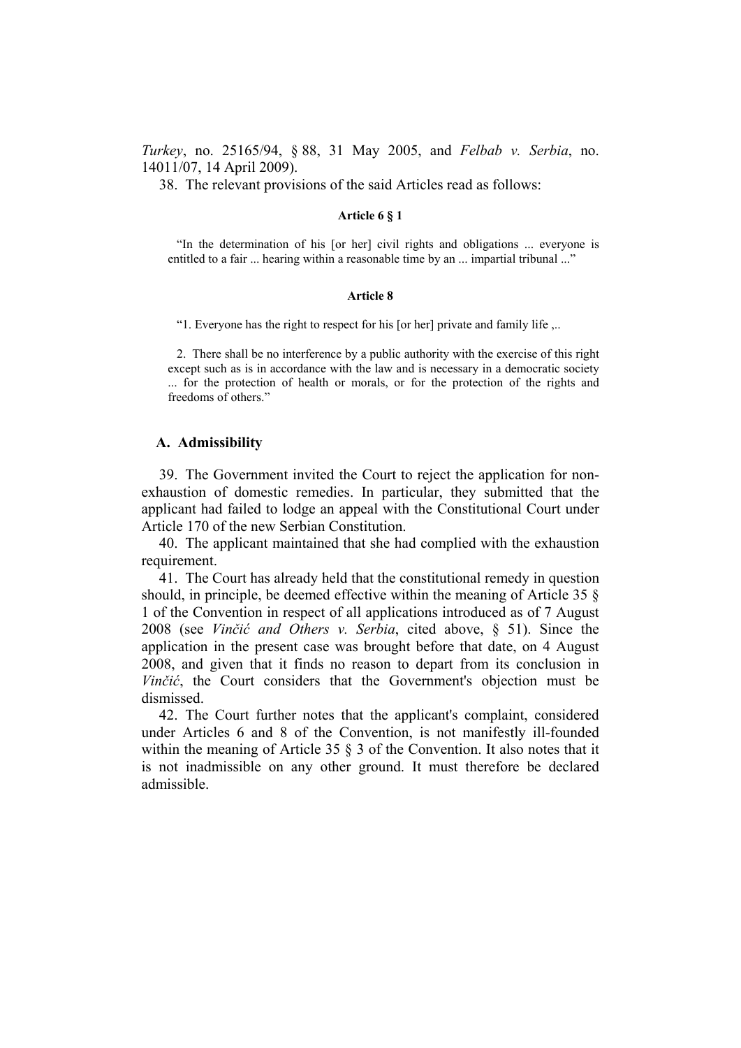*Turkey*, no. 25165/94, § 88, 31 May 2005, and *Felbab v. Serbia*, no. 14011/07, 14 April 2009).

38. The relevant provisions of the said Articles read as follows:

**Article 6 § 1**

> "In the determination of his [or her] civil rights and obligations ... everyone is entitled to a fair ... hearing within a reasonable time by an ... impartial tribunal ..."

**Article 8**

> "1. Everyone has the right to respect for his [or her] private and family life ,..
>
> 2. There shall be no interference by a public authority with the exercise of this right except such as is in accordance with the law and is necessary in a democratic society ... for the protection of health or morals, or for the protection of the rights and freedoms of others."

## A. Admissibility

39. The Government invited the Court to reject the application for non-exhaustion of domestic remedies. In particular, they submitted that the applicant had failed to lodge an appeal with the Constitutional Court under Article 170 of the new Serbian Constitution.

40. The applicant maintained that she had complied with the exhaustion requirement.

41. The Court has already held that the constitutional remedy in question should, in principle, be deemed effective within the meaning of Article 35 § 1 of the Convention in respect of all applications introduced as of 7 August 2008 (see *Vinčić and Others v. Serbia*, cited above, § 51). Since the application in the present case was brought before that date, on 4 August 2008, and given that it finds no reason to depart from its conclusion in *Vinčić*, the Court considers that the Government's objection must be dismissed.

42. The Court further notes that the applicant's complaint, considered under Articles 6 and 8 of the Convention, is not manifestly ill-founded within the meaning of Article 35 § 3 of the Convention. It also notes that it is not inadmissible on any other ground. It must therefore be declared admissible.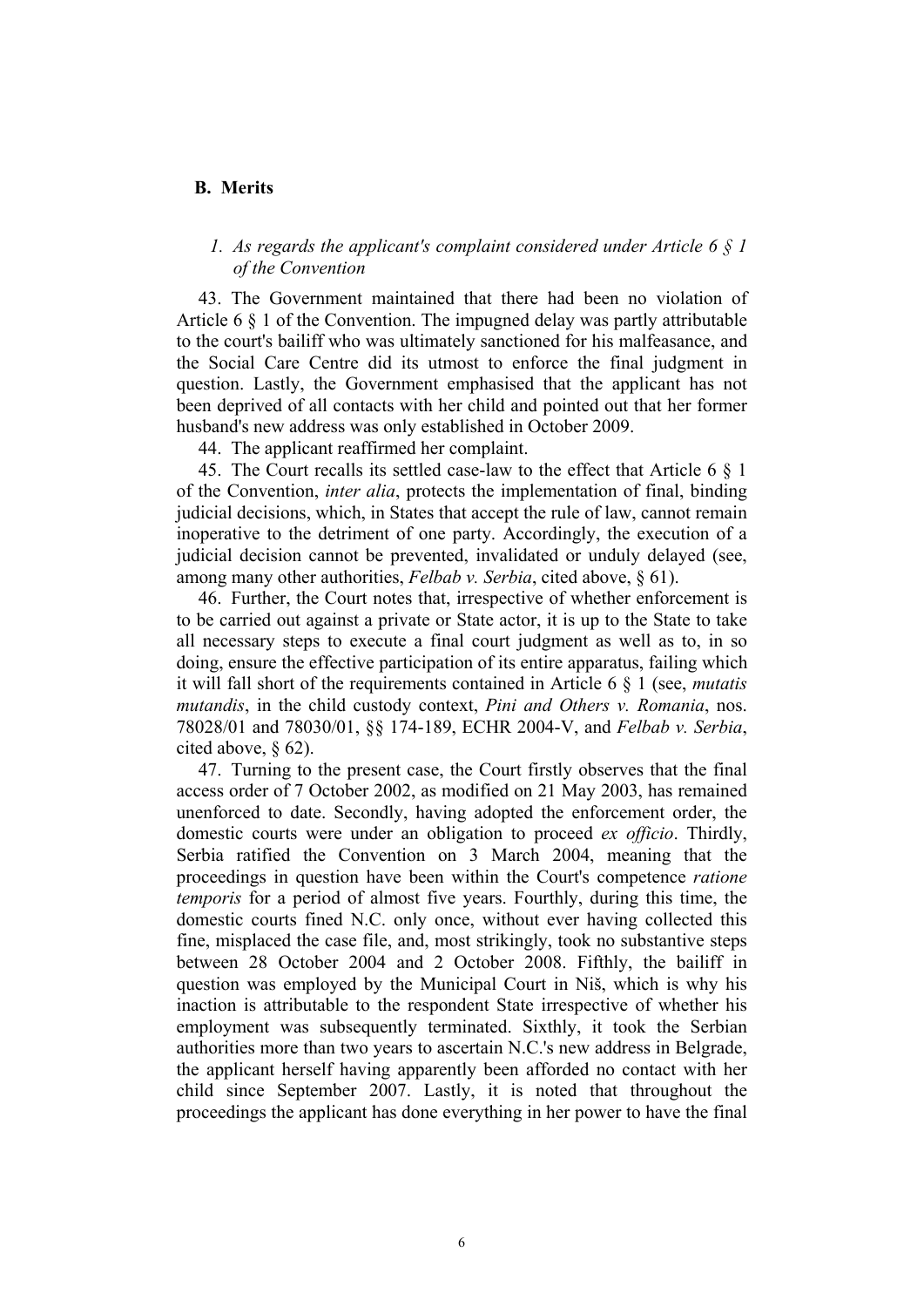## B. Merits

### *1. As regards the applicant's complaint considered under Article 6 § 1 of the Convention*

43. The Government maintained that there had been no violation of Article 6 § 1 of the Convention. The impugned delay was partly attributable to the court's bailiff who was ultimately sanctioned for his malfeasance, and the Social Care Centre did its utmost to enforce the final judgment in question. Lastly, the Government emphasised that the applicant has not been deprived of all contacts with her child and pointed out that her former husband's new address was only established in October 2009.

44. The applicant reaffirmed her complaint.

45. The Court recalls its settled case-law to the effect that Article 6 § 1 of the Convention, *inter alia*, protects the implementation of final, binding judicial decisions, which, in States that accept the rule of law, cannot remain inoperative to the detriment of one party. Accordingly, the execution of a judicial decision cannot be prevented, invalidated or unduly delayed (see, among many other authorities, *Felbab v. Serbia*, cited above, § 61).

46. Further, the Court notes that, irrespective of whether enforcement is to be carried out against a private or State actor, it is up to the State to take all necessary steps to execute a final court judgment as well as to, in so doing, ensure the effective participation of its entire apparatus, failing which it will fall short of the requirements contained in Article 6 § 1 (see, *mutatis mutandis*, in the child custody context, *Pini and Others v. Romania*, nos. 78028/01 and 78030/01, §§ 174-189, ECHR 2004-V, and *Felbab v. Serbia*, cited above, § 62).

47. Turning to the present case, the Court firstly observes that the final access order of 7 October 2002, as modified on 21 May 2003, has remained unenforced to date. Secondly, having adopted the enforcement order, the domestic courts were under an obligation to proceed *ex officio*. Thirdly, Serbia ratified the Convention on 3 March 2004, meaning that the proceedings in question have been within the Court's competence *ratione temporis* for a period of almost five years. Fourthly, during this time, the domestic courts fined N.C. only once, without ever having collected this fine, misplaced the case file, and, most strikingly, took no substantive steps between 28 October 2004 and 2 October 2008. Fifthly, the bailiff in question was employed by the Municipal Court in Niš, which is why his inaction is attributable to the respondent State irrespective of whether his employment was subsequently terminated. Sixthly, it took the Serbian authorities more than two years to ascertain N.C.'s new address in Belgrade, the applicant herself having apparently been afforded no contact with her child since September 2007. Lastly, it is noted that throughout the proceedings the applicant has done everything in her power to have the final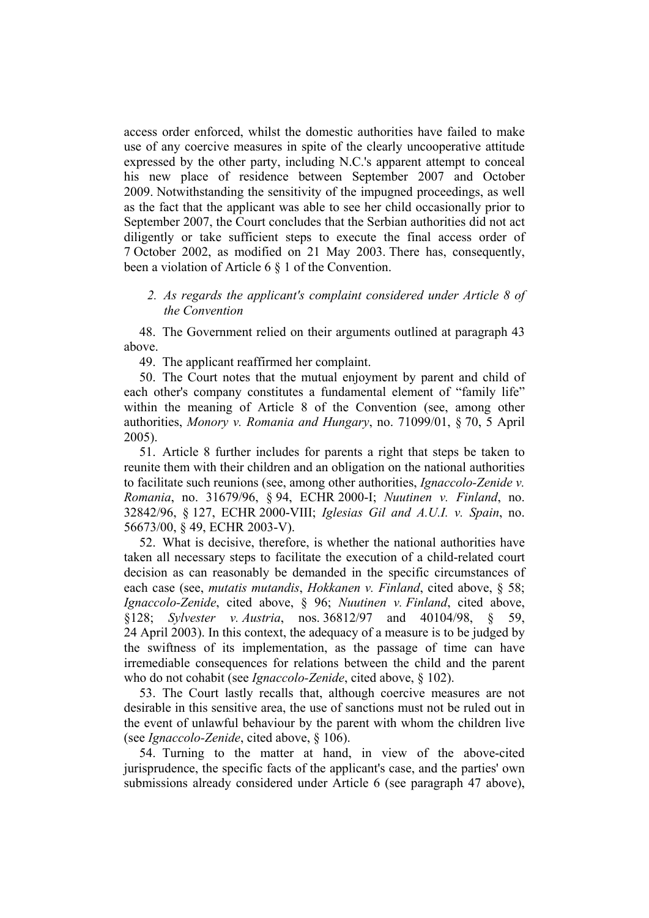access order enforced, whilst the domestic authorities have failed to make use of any coercive measures in spite of the clearly uncooperative attitude expressed by the other party, including N.C.'s apparent attempt to conceal his new place of residence between September 2007 and October 2009. Notwithstanding the sensitivity of the impugned proceedings, as well as the fact that the applicant was able to see her child occasionally prior to September 2007, the Court concludes that the Serbian authorities did not act diligently or take sufficient steps to execute the final access order of 7 October 2002, as modified on 21 May 2003. There has, consequently, been a violation of Article 6 § 1 of the Convention.

*2. As regards the applicant's complaint considered under Article 8 of the Convention*

48. The Government relied on their arguments outlined at paragraph 43 above.

49. The applicant reaffirmed her complaint.

50. The Court notes that the mutual enjoyment by parent and child of each other's company constitutes a fundamental element of "family life" within the meaning of Article 8 of the Convention (see, among other authorities, *Monory v. Romania and Hungary*, no. 71099/01, § 70, 5 April 2005).

51. Article 8 further includes for parents a right that steps be taken to reunite them with their children and an obligation on the national authorities to facilitate such reunions (see, among other authorities, *Ignaccolo-Zenide v. Romania*, no. 31679/96, § 94, ECHR 2000-I; *Nuutinen v. Finland*, no. 32842/96, § 127, ECHR 2000-VIII; *Iglesias Gil and A.U.I. v. Spain*, no. 56673/00, § 49, ECHR 2003-V).

52. What is decisive, therefore, is whether the national authorities have taken all necessary steps to facilitate the execution of a child-related court decision as can reasonably be demanded in the specific circumstances of each case (see, *mutatis mutandis*, *Hokkanen v. Finland*, cited above, § 58; *Ignaccolo-Zenide*, cited above, § 96; *Nuutinen v. Finland*, cited above, §128; *Sylvester v. Austria*, nos. 36812/97 and 40104/98, § 59, 24 April 2003). In this context, the adequacy of a measure is to be judged by the swiftness of its implementation, as the passage of time can have irremediable consequences for relations between the child and the parent who do not cohabit (see *Ignaccolo-Zenide*, cited above, § 102).

53. The Court lastly recalls that, although coercive measures are not desirable in this sensitive area, the use of sanctions must not be ruled out in the event of unlawful behaviour by the parent with whom the children live (see *Ignaccolo-Zenide*, cited above, § 106).

54. Turning to the matter at hand, in view of the above-cited jurisprudence, the specific facts of the applicant's case, and the parties' own submissions already considered under Article 6 (see paragraph 47 above),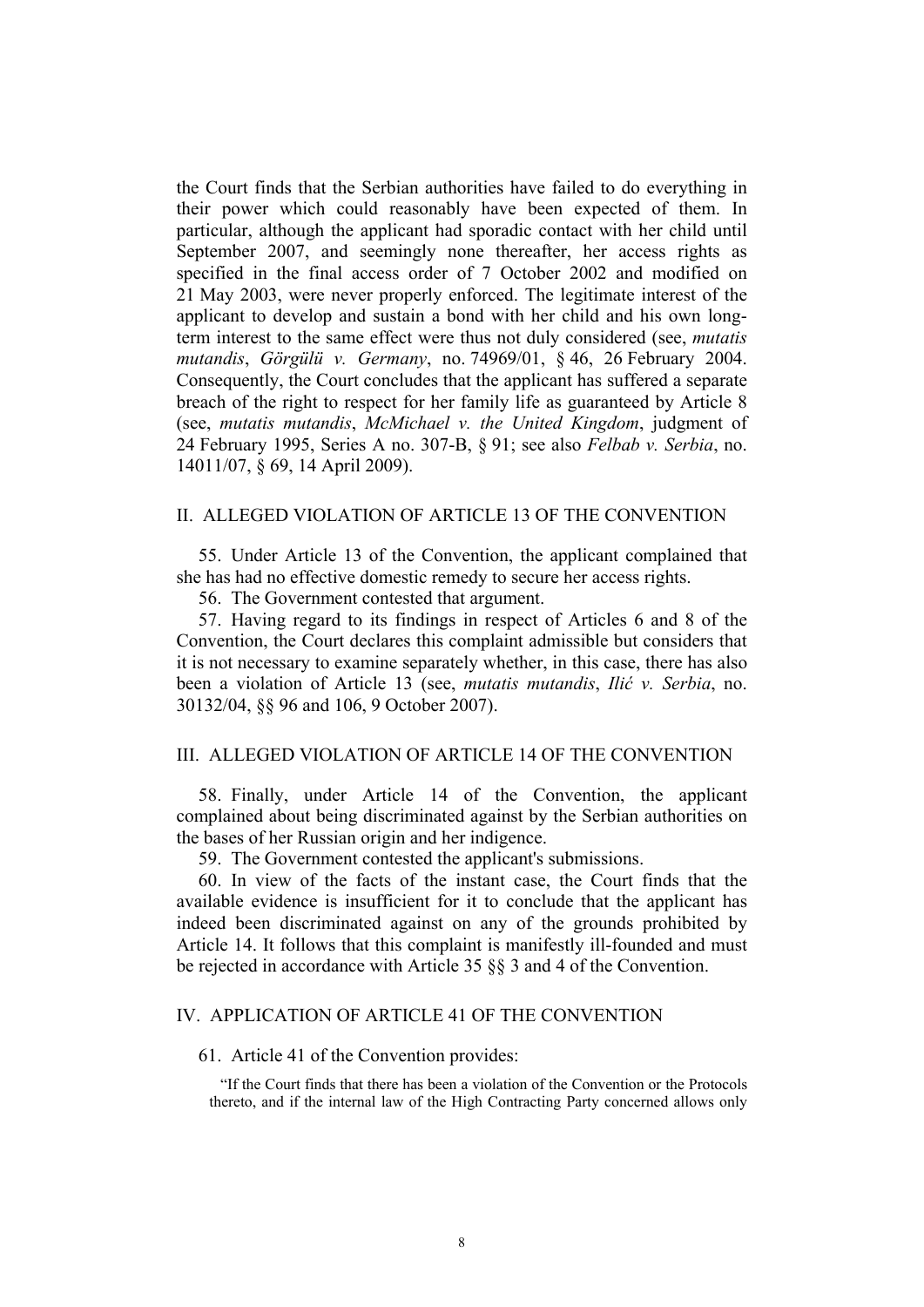the Court finds that the Serbian authorities have failed to do everything in their power which could reasonably have been expected of them. In particular, although the applicant had sporadic contact with her child until September 2007, and seemingly none thereafter, her access rights as specified in the final access order of 7 October 2002 and modified on 21 May 2003, were never properly enforced. The legitimate interest of the applicant to develop and sustain a bond with her child and his own long-term interest to the same effect were thus not duly considered (see, *mutatis mutandis*, *Görgülü v. Germany*, no. 74969/01, § 46, 26 February 2004. Consequently, the Court concludes that the applicant has suffered a separate breach of the right to respect for her family life as guaranteed by Article 8 (see, *mutatis mutandis*, *McMichael v. the United Kingdom*, judgment of 24 February 1995, Series A no. 307-B, § 91; see also *Felbab v. Serbia*, no. 14011/07, § 69, 14 April 2009).

## II. ALLEGED VIOLATION OF ARTICLE 13 OF THE CONVENTION

55. Under Article 13 of the Convention, the applicant complained that she has had no effective domestic remedy to secure her access rights.

56. The Government contested that argument.

57. Having regard to its findings in respect of Articles 6 and 8 of the Convention, the Court declares this complaint admissible but considers that it is not necessary to examine separately whether, in this case, there has also been a violation of Article 13 (see, *mutatis mutandis*, *Ilić v. Serbia*, no. 30132/04, §§ 96 and 106, 9 October 2007).

## III. ALLEGED VIOLATION OF ARTICLE 14 OF THE CONVENTION

58. Finally, under Article 14 of the Convention, the applicant complained about being discriminated against by the Serbian authorities on the bases of her Russian origin and her indigence.

59. The Government contested the applicant's submissions.

60. In view of the facts of the instant case, the Court finds that the available evidence is insufficient for it to conclude that the applicant has indeed been discriminated against on any of the grounds prohibited by Article 14. It follows that this complaint is manifestly ill-founded and must be rejected in accordance with Article 35 §§ 3 and 4 of the Convention.

## IV. APPLICATION OF ARTICLE 41 OF THE CONVENTION

61. Article 41 of the Convention provides:

> "If the Court finds that there has been a violation of the Convention or the Protocols thereto, and if the internal law of the High Contracting Party concerned allows only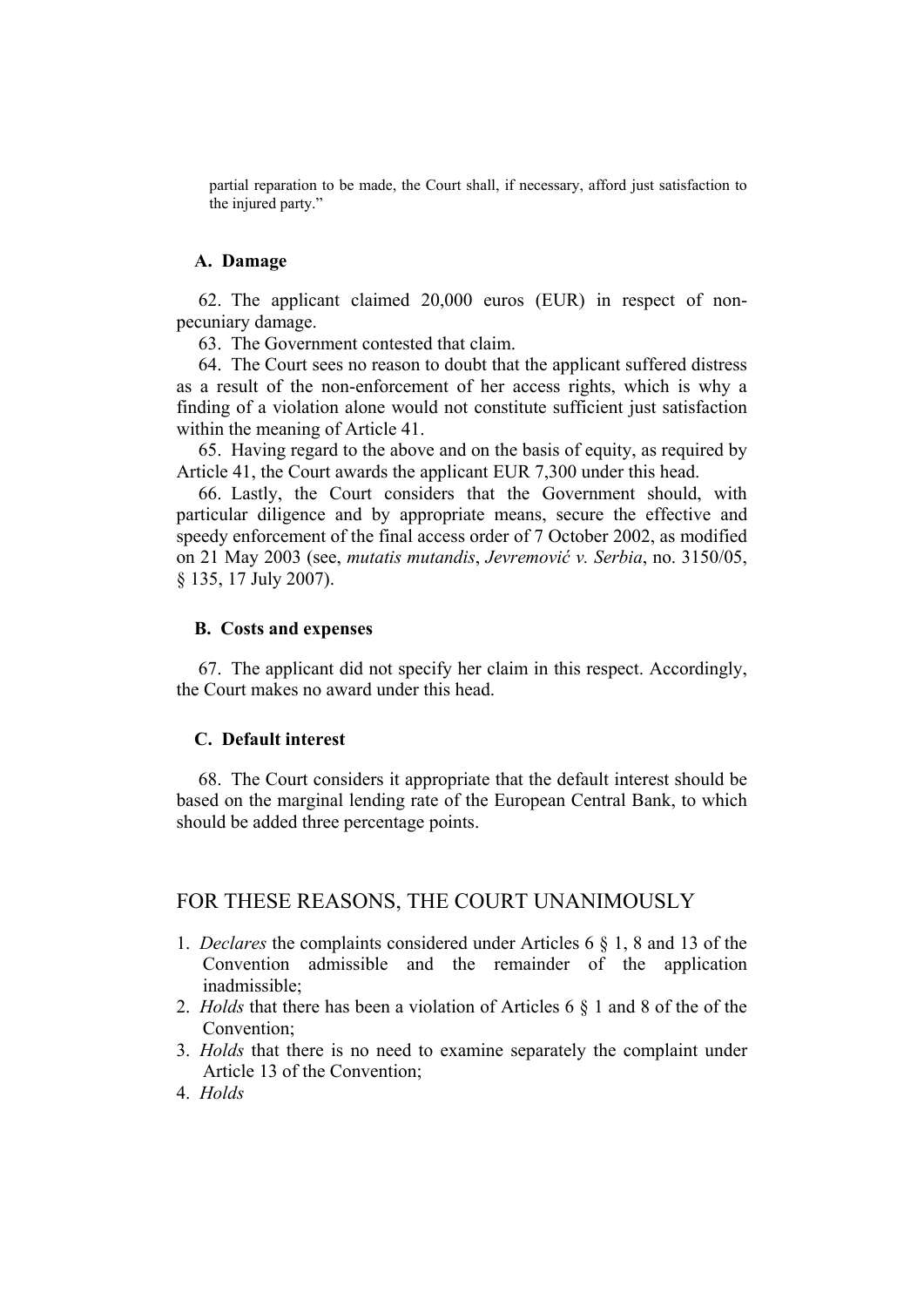partial reparation to be made, the Court shall, if necessary, afford just satisfaction to the injured party."

### A. Damage

62. The applicant claimed 20,000 euros (EUR) in respect of non-pecuniary damage.

63. The Government contested that claim.

64. The Court sees no reason to doubt that the applicant suffered distress as a result of the non-enforcement of her access rights, which is why a finding of a violation alone would not constitute sufficient just satisfaction within the meaning of Article 41.

65. Having regard to the above and on the basis of equity, as required by Article 41, the Court awards the applicant EUR 7,300 under this head.

66. Lastly, the Court considers that the Government should, with particular diligence and by appropriate means, secure the effective and speedy enforcement of the final access order of 7 October 2002, as modified on 21 May 2003 (see, *mutatis mutandis*, *Jevremović v. Serbia*, no. 3150/05, § 135, 17 July 2007).

### B. Costs and expenses

67. The applicant did not specify her claim in this respect. Accordingly, the Court makes no award under this head.

### C. Default interest

68. The Court considers it appropriate that the default interest should be based on the marginal lending rate of the European Central Bank, to which should be added three percentage points.

## FOR THESE REASONS, THE COURT UNANIMOUSLY

1. *Declares* the complaints considered under Articles 6 § 1, 8 and 13 of the Convention admissible and the remainder of the application inadmissible;
2. *Holds* that there has been a violation of Articles 6 § 1 and 8 of the of the Convention;
3. *Holds* that there is no need to examine separately the complaint under Article 13 of the Convention;
4. *Holds*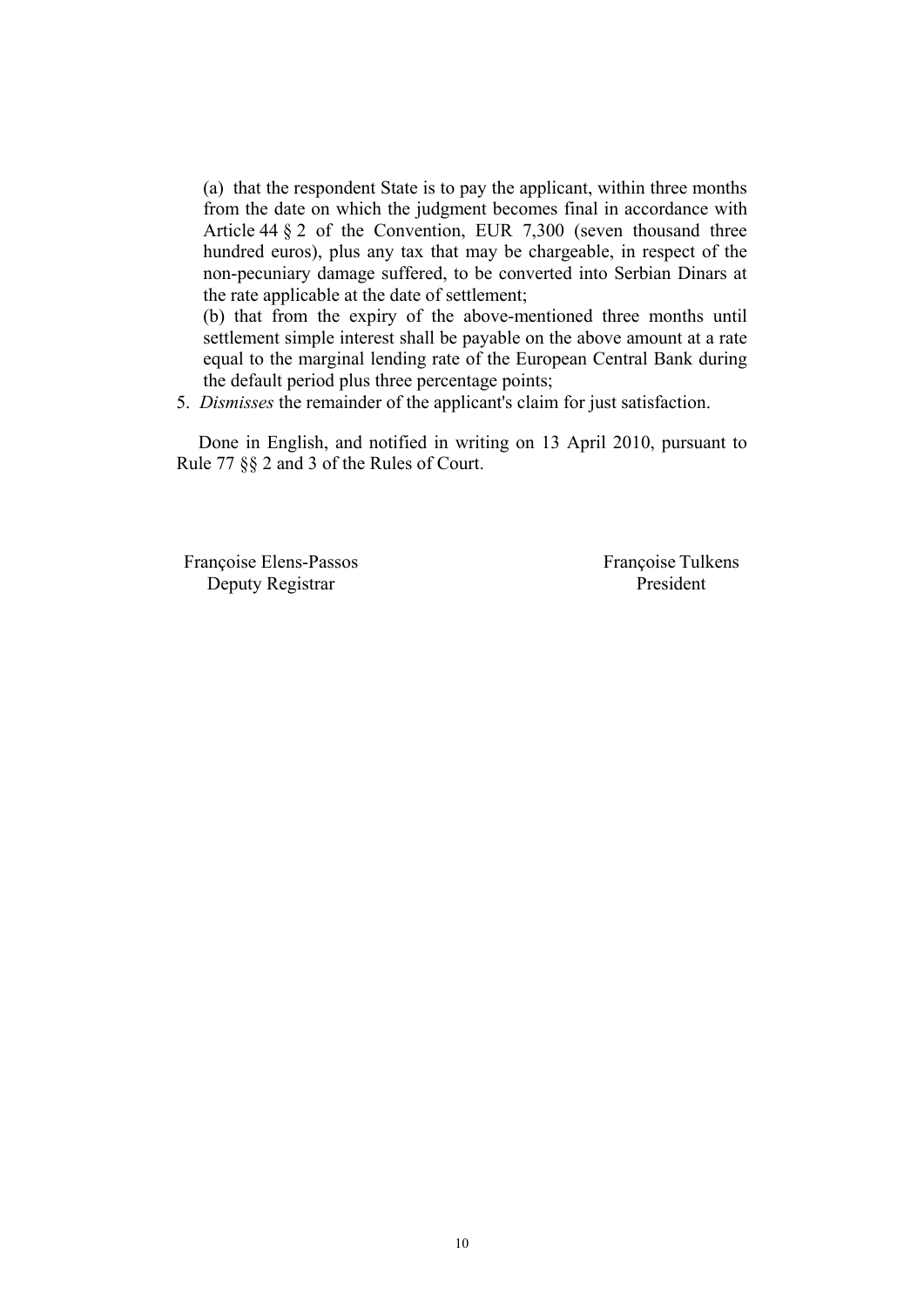(a) that the respondent State is to pay the applicant, within three months from the date on which the judgment becomes final in accordance with Article 44 § 2 of the Convention, EUR 7,300 (seven thousand three hundred euros), plus any tax that may be chargeable, in respect of the non-pecuniary damage suffered, to be converted into Serbian Dinars at the rate applicable at the date of settlement;

(b) that from the expiry of the above-mentioned three months until settlement simple interest shall be payable on the above amount at a rate equal to the marginal lending rate of the European Central Bank during the default period plus three percentage points;

5. *Dismisses* the remainder of the applicant's claim for just satisfaction.

Done in English, and notified in writing on 13 April 2010, pursuant to Rule 77 §§ 2 and 3 of the Rules of Court.

Françoise Elens-Passos
Deputy Registrar

Françoise Tulkens
President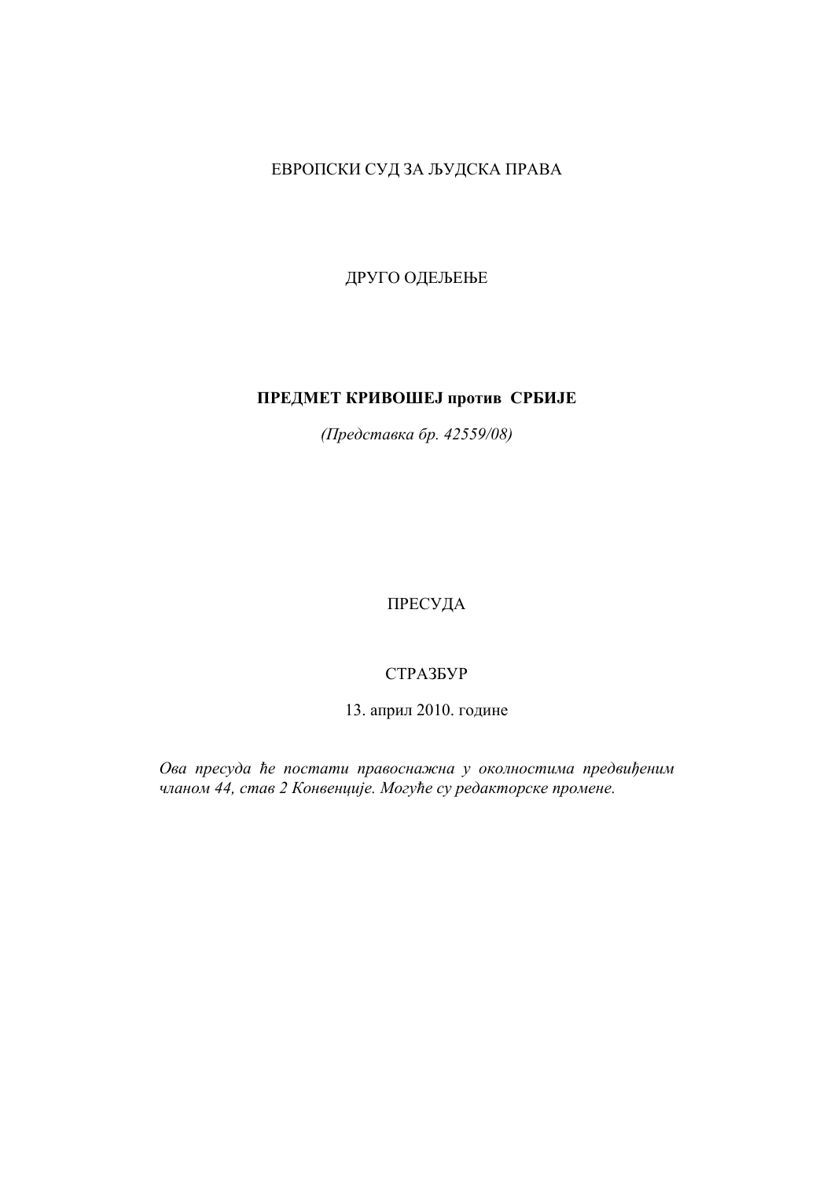ЕВРОПСКИ СУД ЗА ЉУДСКА ПРАВА

ДРУГО ОДЕЉЕЊЕ

**ПРЕДМЕТ КРИВОШЕЈ против СРБИЈЕ**

*(Представка бр. 42559/08)*

ПРЕСУДА

СТРАЗБУР

13. април 2010. године

*Ова пресуда ће постати правоснажна у околностима предвиђеним чланом 44, став 2 Конвенције. Могуће су редакторске промене.*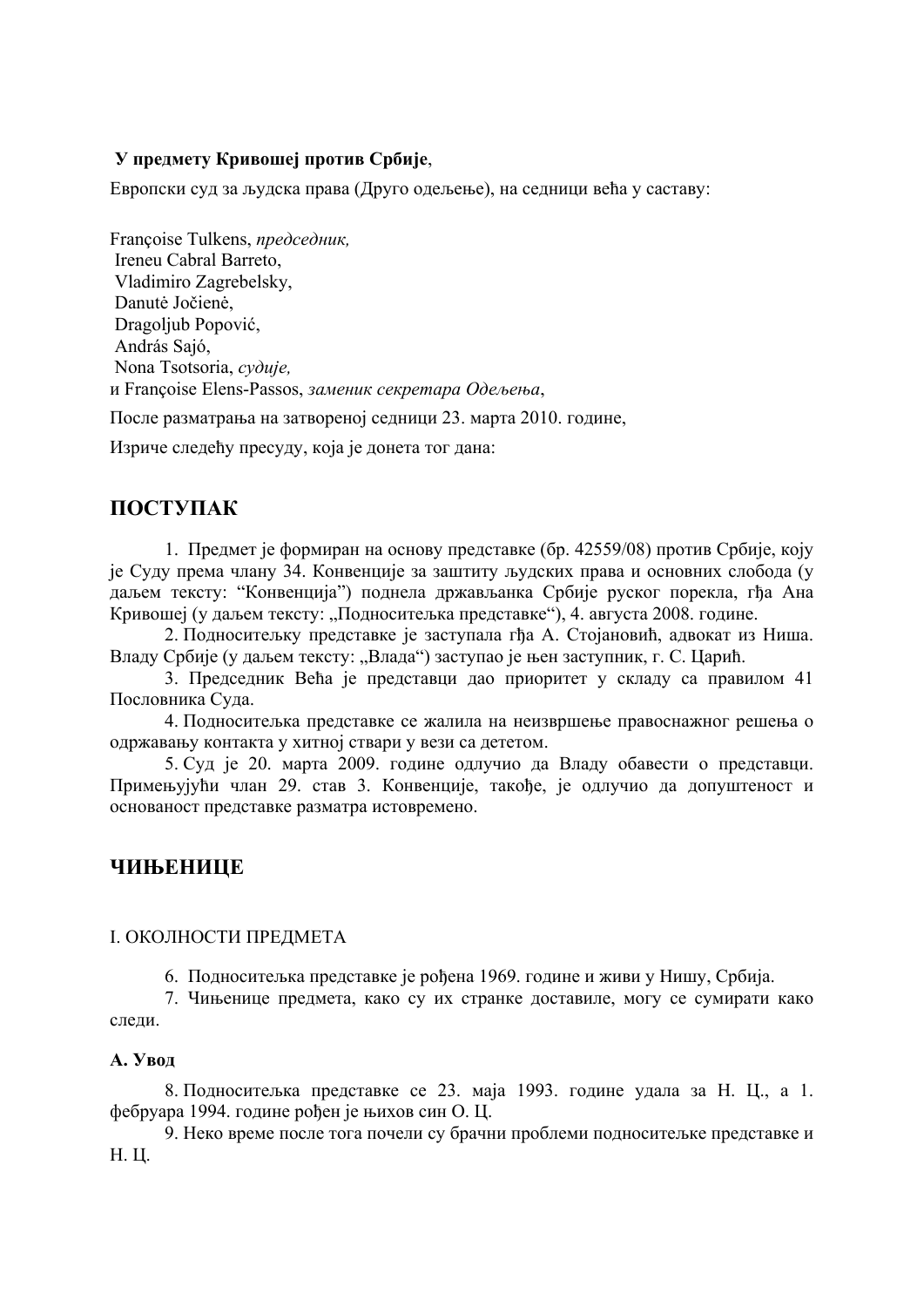**У предмету Кривошеј против Србије**,

Европски суд за људска права (Друго одељење), на седници већа у саставу:

Françoise Tulkens, *председник,*
Ireneu Cabral Barreto,
Vladimiro Zagrebelsky,
Danutė Jočienė,
Dragoljub Popović,
András Sajó,
Nona Tsotsoria, *судије,*
и Françoise Elens-Passos, *заменик секретара Одељења*,

После разматрања на затвореној седници 23. марта 2010. године,

Изриче следећу пресуду, која је донета тог дана:

## ПОСТУПАК

1. Предмет је формиран на основу представке (бр. 42559/08) против Србије, коју је Суду према члану 34. Конвенције за заштиту људских права и основних слобода (у даљем тексту: "Конвенција") поднела држављанка Србије руског порекла, гђа Ана Кривошеј (у даљем тексту: „Подноситељка представке"), 4. августа 2008. године.

2. Подноситељку представке је заступала гђа А. Стојановић, адвокат из Ниша. Владу Србије (у даљем тексту: „Влада") заступао је њен заступник, г. С. Царић.

3. Председник Већа је представци дао приоритет у складу са правилом 41 Пословника Суда.

4. Подноситељка представке се жалила на неизвршење правоснажног решења о одржавању контакта у хитној ствари у вези са дететом.

5. Суд је 20. марта 2009. године одлучио да Владу обавести о представци. Примењујући члан 29. став 3. Конвенције, такође, је одлучио да допуштеност и основаност представке разматра истовремено.

## ЧИЊЕНИЦЕ

### I. ОКОЛНОСТИ ПРЕДМЕТА

6. Подноситељка представке је рођена 1969. године и живи у Нишу, Србија.

7. Чињенице предмета, како су их странке доставиле, могу се сумирати како следи.

**А. Увод**

8. Подноситељка представке се 23. маја 1993. године удала за Н. Ц., а 1. фебруара 1994. године рођен је њихов син О. Ц.

9. Неко време после тога почели су брачни проблеми подноситељке представке и Н. Ц.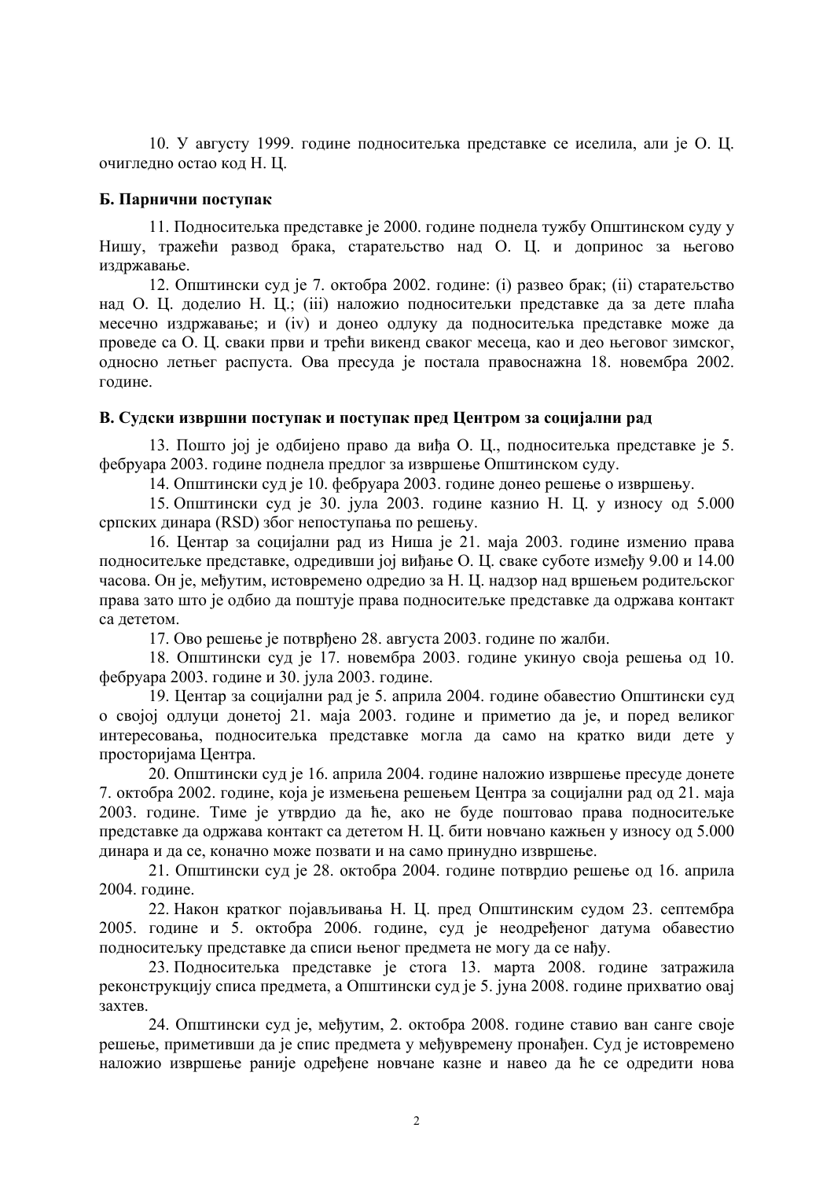10. У августу 1999. године подноситељка представке се иселила, али је О. Ц. очигледно остао код Н. Ц.

### Б. Парнични поступак

11. Подноситељка представке је 2000. године поднела тужбу Општинском суду у Нишу, тражећи развод брака, старатељство над О. Ц. и допринос за његово издржавање.

12. Општински суд је 7. октобра 2002. године: (i) развео брак; (ii) старатељство над О. Ц. доделио Н. Ц.; (iii) наложио подноситељки представке да за дете плаћа месечно издржавање; и (iv) и донео одлуку да подноситељка представке може да проведе са О. Ц. сваки први и трећи викенд сваког месеца, као и део његовог зимског, односно летњег распуста. Ова пресуда је постала правоснажна 18. новембра 2002. године.

### В. Судски извршни поступак и поступак пред Центром за социјални рад

13. Пошто јој је одбијено право да виђа О. Ц., подноситељка представке је 5. фебруара 2003. године поднела предлог за извршење Општинском суду.

14. Општински суд је 10. фебруара 2003. године донео решење о извршењу.

15. Општински суд је 30. јула 2003. године казнио Н. Ц. у износу од 5.000 српских динара (RSD) због непоступања по решењу.

16. Центар за социјални рад из Ниша је 21. маја 2003. године изменио права подноситељке представке, одредивши јој виђање О. Ц. сваке суботе између 9.00 и 14.00 часова. Он је, међутим, истовремено одредио за Н. Ц. надзор над вршењем родитељског права зато што је одбио да поштује права подноситељке представке да одржава контакт са дететом.

17. Ово решење је потврђено 28. августа 2003. године по жалби.

18. Општински суд је 17. новембра 2003. године укинуо своја решења од 10. фебруара 2003. године и 30. јула 2003. године.

19. Центар за социјални рад је 5. априла 2004. године обавестио Општински суд о својој одлуци донетој 21. маја 2003. године и приметио да је, и поред великог интересовања, подноситељка представке могла да само на кратко види дете у просторијама Центра.

20. Општински суд је 16. априла 2004. године наложио извршење пресуде донете 7. октобра 2002. године, која је измењена решењем Центра за социјални рад од 21. маја 2003. године. Тиме је утврдио да ће, ако не буде поштовао права подноситељке представке да одржава контакт са дететом Н. Ц. бити новчано кажњен у износу од 5.000 динара и да се, коначно може позвати и на само принудно извршење.

21. Општински суд је 28. октобра 2004. године потврдио решење од 16. априла 2004. године.

22. Након кратког појављивања Н. Ц. пред Општинским судом 23. септембра 2005. године и 5. октобра 2006. године, суд је неодређеног датума обавестио подноситељку представке да списи њеног предмета не могу да се нађу.

23. Подноситељка представке је стога 13. марта 2008. године затражила реконструкцију списа предмета, а Општински суд је 5. јуна 2008. године прихватио овај захтев.

24. Општински суд је, међутим, 2. октобра 2008. године ставио ван снаге своје решење, приметивши да је спис предмета у међувремену пронађен. Суд је истовремено наложио извршење раније одређене новчане казне и навео да ће се одредити нова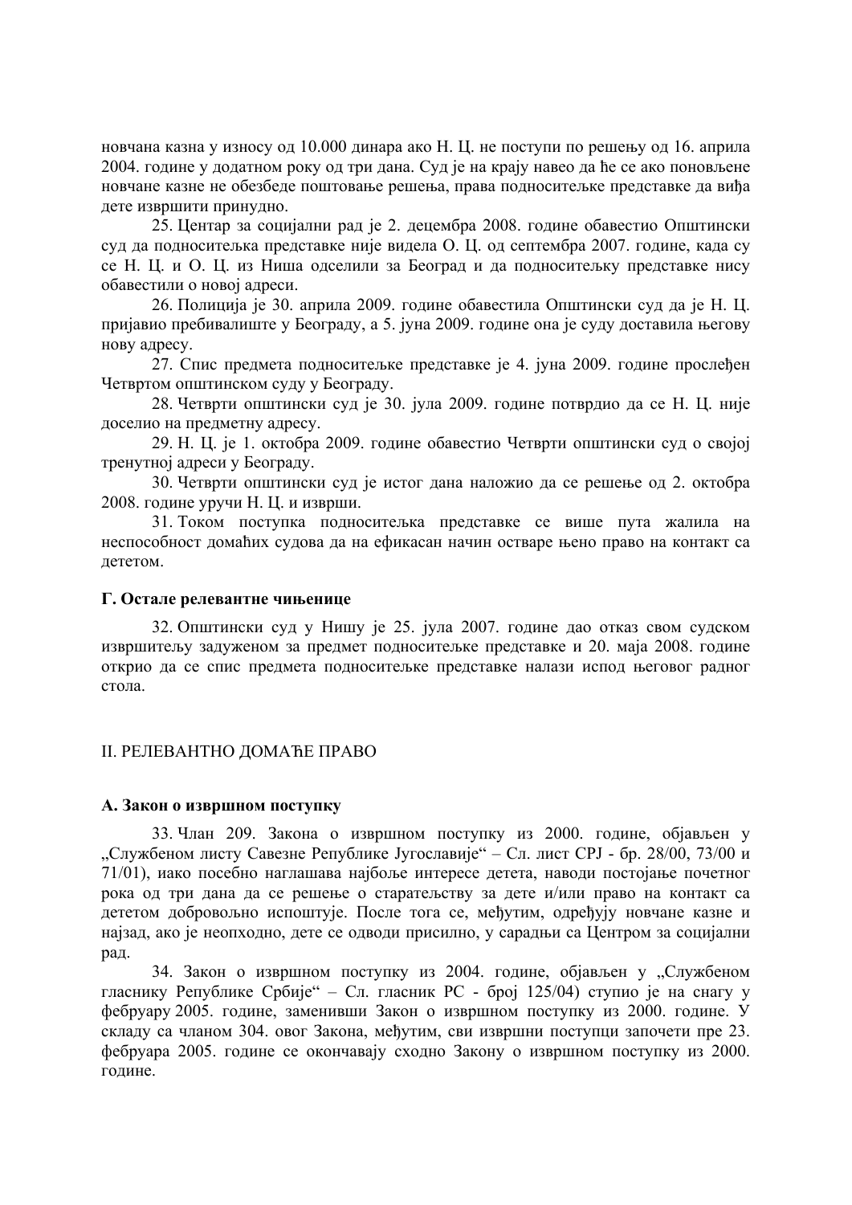новчана казна у износу од 10.000 динара ако Н. Ц. не поступи по решењу од 16. априла 2004. године у додатном року од три дана. Суд је на крају навео да ће се ако поновљене новчане казне не обезбеде поштовање решења, права подноситељке представке да виђа дете извршити принудно.

25. Центар за социјални рад је 2. децембра 2008. године обавестио Општински суд да подноситељка представке није видела О. Ц. од септембра 2007. године, када су се Н. Ц. и О. Ц. из Ниша одселили за Београд и да подноситељку представке нису обавестили о новој адреси.

26. Полиција је 30. априла 2009. године обавестила Општински суд да је Н. Ц. пријавио пребивалиште у Београду, а 5. јуна 2009. године она је суду доставила његову нову адресу.

27. Спис предмета подноситељке представке је 4. јуна 2009. године прослеђен Четвртом општинском суду у Београду.

28. Четврти општински суд је 30. јула 2009. године потврдио да се Н. Ц. није доселио на предметну адресу.

29. Н. Ц. је 1. октобра 2009. године обавестио Четврти општински суд о својој тренутној адреси у Београду.

30. Четврти општински суд је истог дана наложио да се решење од 2. октобра 2008. године уручи Н. Ц. и изврши.

31. Током поступка подноситељка представке се више пута жалила на неспособност домаћих судова да на ефикасан начин остваре њено право на контакт са дететом.

### Г. Остале релевантне чињенице

32. Општински суд у Нишу је 25. јула 2007. године дао отказ свом судском извршитељу задуженом за предмет подноситељке представке и 20. маја 2008. године открио да се спис предмета подноситељке представке налази испод његовог радног стола.

## II. РЕЛЕВАНТНО ДОМАЋЕ ПРАВО

### А. Закон о извршном поступку

33. Члан 209. Закона о извршном поступку из 2000. године, објављен у „Службеном листу Савезне Републике Југославије" – Сл. лист СРЈ - бр. 28/00, 73/00 и 71/01), иако посебно наглашава најбоље интересе детета, наводи постојање почетног рока од три дана да се решење о старатељству за дете и/или право на контакт са дететом добровољно испоштује. После тога се, међутим, одређују новчане казне и најзад, ако је неопходно, дете се одводи присилно, у сарадњи са Центром за социјални рад.

34. Закон о извршном поступку из 2004. године, објављен у „Службеном гласнику Републике Србије" – Сл. гласник РС - број 125/04) ступио је на снагу у фебруару 2005. године, заменивши Закон о извршном поступку из 2000. године. У складу са чланом 304. овог Закона, међутим, сви извршни поступци започети пре 23. фебруара 2005. године се окончавају сходно Закону о извршном поступку из 2000. године.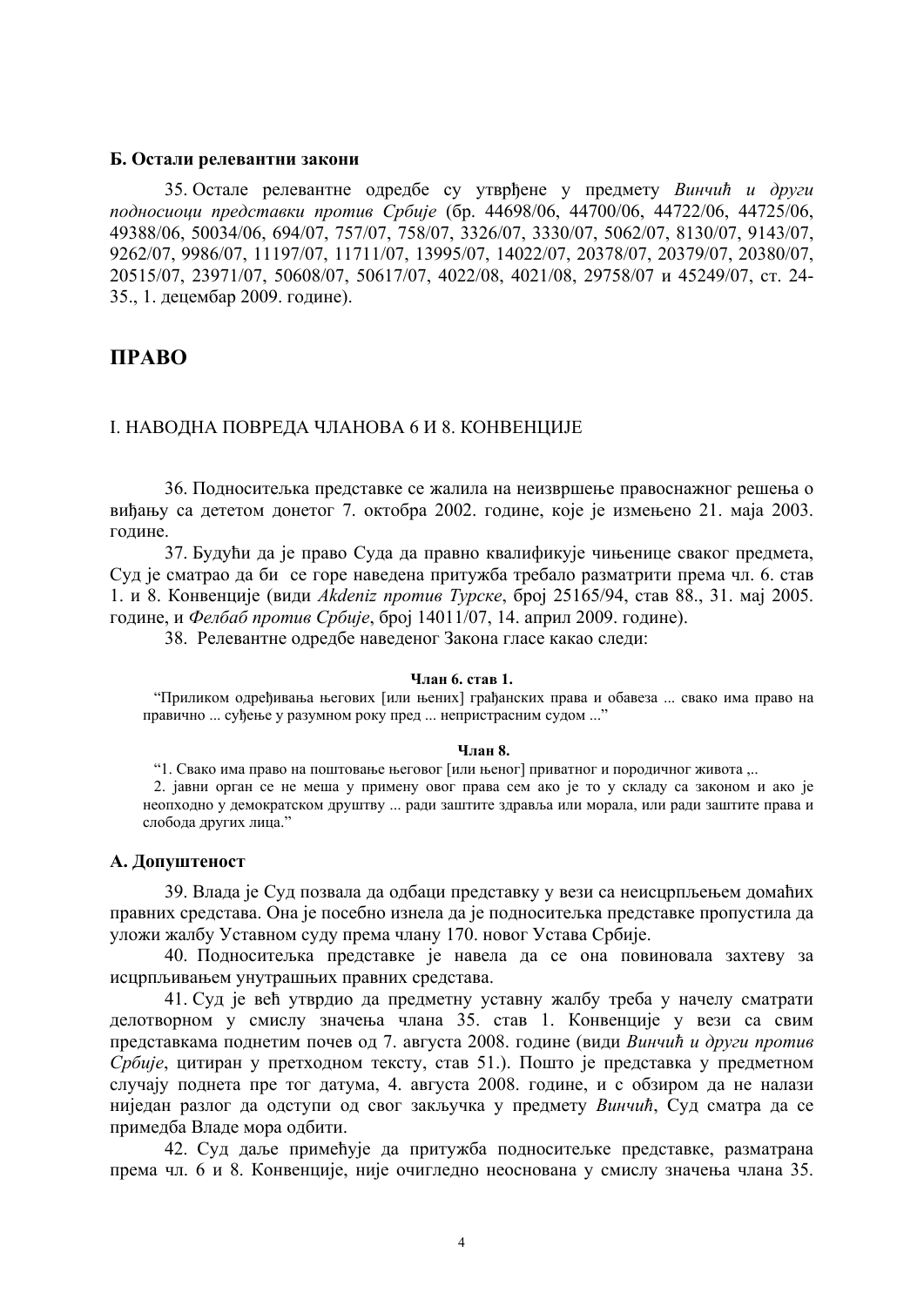### Б. Остали релевантни закони

35. Остале релевантне одредбе су утврђене у предмету *Винчић и други подносиоци представки против Србије* (бр. 44698/06, 44700/06, 44722/06, 44725/06, 49388/06, 50034/06, 694/07, 757/07, 758/07, 3326/07, 3330/07, 5062/07, 8130/07, 9143/07, 9262/07, 9986/07, 11197/07, 11711/07, 13995/07, 14022/07, 20378/07, 20379/07, 20380/07, 20515/07, 23971/07, 50608/07, 50617/07, 4022/08, 4021/08, 29758/07 и 45249/07, ст. 24-35., 1. децембар 2009. године).

## ПРАВО

### I. НАВОДНА ПОВРЕДА ЧЛАНОВА 6 И 8. КОНВЕНЦИЈЕ

36. Подноситељка представке се жалила на неизвршење правоснажног решења о виђању са дететом донетог 7. октобра 2002. године, које је измењено 21. маја 2003. године.

37. Будући да је право Суда да правно квалификује чињенице сваког предмета, Суд је сматрао да би се горе наведена притужба требало разматрити према чл. 6. став 1. и 8. Конвенције (види *Akdeniz против Турске*, број 25165/94, став 88., 31. мај 2005. године, и *Фелбаб против Србије*, број 14011/07, 14. април 2009. године).

38. Релевантне одредбе наведеног Закона гласе какао следи:

**Члан 6. став 1.**

"Приликом одређивања његових [или њених] грађанских права и обавеза ... свако има право на правично ... суђење у разумном року пред ... непристрасним судом ..."

**Члан 8.**

"1. Свако има право на поштовање његовог [или њеног] приватног и породичног живота ,..

2. јавни орган се не меша у примену овог права сем ако је то у складу са законом и ако је неопходно у демократском друштву ... ради заштите здравља или морала, или ради заштите права и слобода других лица."

### А. Допуштеност

39. Влада је Суд позвала да одбаци представку у вези са неисцрпљењем домаћих правних средстава. Она је посебно изнела да је подноситељка представке пропустила да уложи жалбу Уставном суду према члану 170. новог Устава Србије.

40. Подноситељка представке је навела да се она повиновала захтеву за исцрпљивањем унутрашњих правних средстава.

41. Суд је већ утврдио да предметну уставну жалбу треба у начелу сматрати делотворном у смислу значења члана 35. став 1. Конвенције у вези са свим представкама поднетим почев од 7. августа 2008. године (види *Винчић и други против Србије*, цитиран у претходном тексту, став 51.). Пошто је представка у предметном случају поднета пре тог датума, 4. августа 2008. године, и с обзиром да не налази ниједан разлог да одступи од свог закључка у предмету *Винчић*, Суд сматра да се примедба Владе мора одбити.

42. Суд даље примећује да притужба подноситељке представке, разматрана према чл. 6 и 8. Конвенције, није очигледно неоснована у смислу значења члана 35.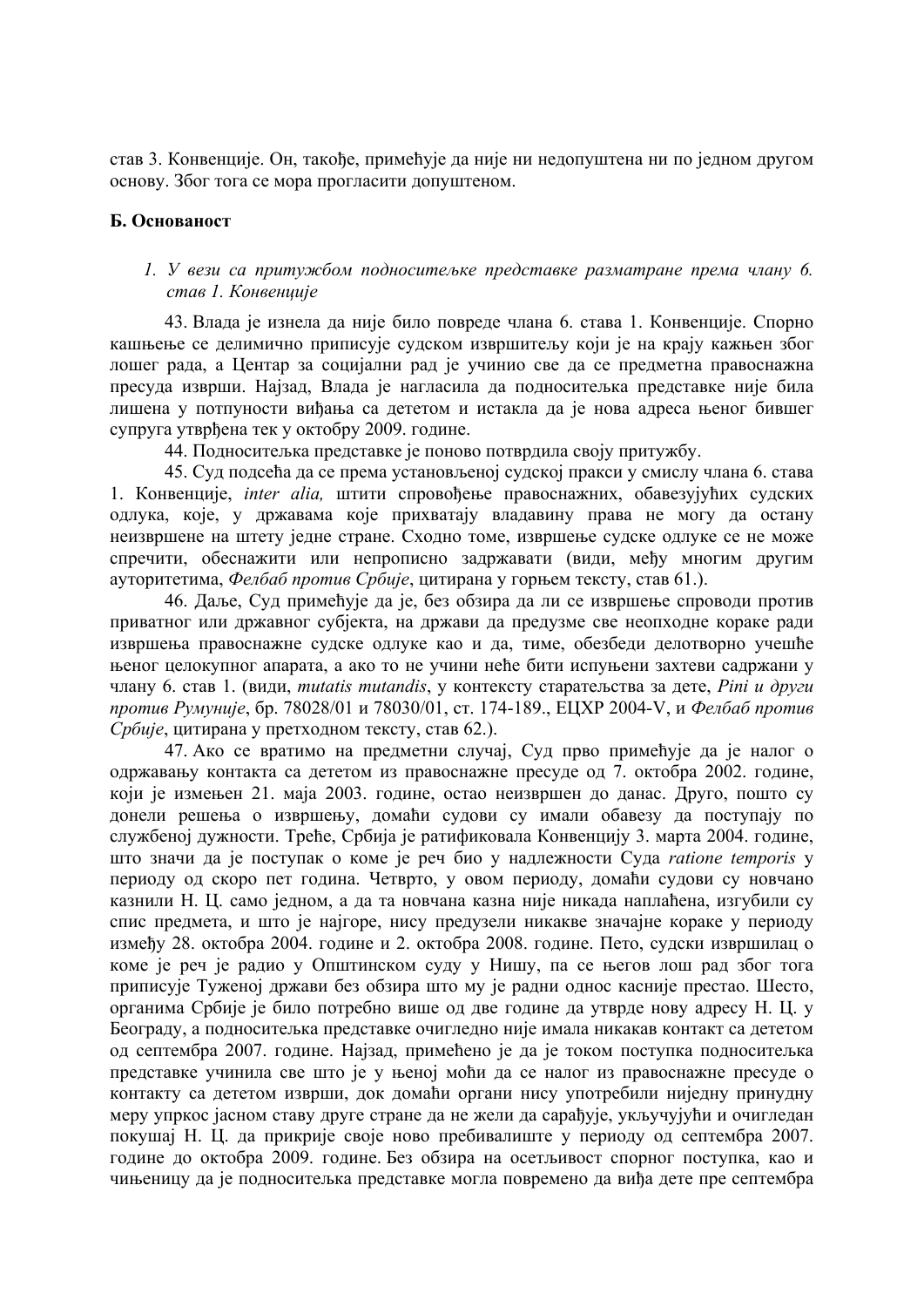став 3. Конвенције. Он, такође, примећује да није ни недопуштена ни по једном другом основу. Због тога се мора прогласити допуштеном.

**Б. Основаност**

1. *У вези са притужбом подноситељке представке разматране према члану 6. став 1. Конвенције*

43. Влада је изнела да није било повреде члана 6. става 1. Конвенције. Спорно кашњење се делимично приписује судском извршитељу који је на крају кажњен због лошег рада, а Центар за социјални рад је учинио све да се предметна правоснажна пресуда изврши. Најзад, Влада је нагласила да подноситељка представке није била лишена у потпуности виђања са дететом и истакла да је нова адреса њеног бившег супруга утврђена тек у октобру 2009. године.

44. Подноситељка представке је поново потврдила своју притужбу.

45. Суд подсећа да се према установљеној судској пракси у смислу члана 6. става 1. Конвенције, *inter alia,* штити спровођење правоснажних, обавезујућих судских одлука, које, у државама које прихватају владавину права не могу да остану неизвршене на штету једне стране. Сходно томе, извршење судске одлуке се не може спречити, обеснажити или непрописно задржавати (види, међу многим другим ауторитетима, *Фелбаб против Србије*, цитирана у горњем тексту, став 61.).

46. Даље, Суд примећује да је, без обзира да ли се извршење спроводи против приватног или државног субјекта, на држави да предузме све неопходне кораке ради извршења правоснажне судске одлуке као и да, тиме, обезбеди делотворно учешће њеног целокупног апарата, а ако то не учини неће бити испуњени захтеви садржани у члану 6. став 1. (види, *mutatis mutandis*, у контексту старатељства за дете, *Pini и други против Румуније*, бр. 78028/01 и 78030/01, ст. 174-189., ЕЦХР 2004-V, и *Фелбаб против Србије*, цитирана у претходном тексту, став 62.).

47. Ако се вратимо на предметни случај, Суд прво примећује да је налог о одржавању контакта са дететом из правоснажне пресуде од 7. октобра 2002. године, који је измењен 21. маја 2003. године, остао неизвршен до данас. Друго, пошто су донели решења о извршењу, домаћи судови су имали обавезу да поступају по службеној дужности. Треће, Србија је ратификовала Конвенцију 3. марта 2004. године, што значи да је поступак о коме је реч био у надлежности Суда *ratione temporis* у периоду од скоро пет година. Четврто, у овом периоду, домаћи судови су новчано казнили Н. Ц. само једном, а да та новчана казна није никада наплаћена, изгубили су спис предмета, и што је најгоре, нису предузели никакве значајне кораке у периоду између 28. октобра 2004. године и 2. октобра 2008. године. Пето, судски извршилац о коме је реч је радио у Општинском суду у Нишу, па се његов лош рад због тога приписује Туженој држави без обзира што му је радни однос касније престао. Шесто, органима Србије је било потребно више од две године да утврде нову адресу Н. Ц. у Београду, а подноситељка представке очигледно није имала никакав контакт са дететом од септембра 2007. године. Најзад, примећено је да је током поступка подноситељка представке учинила све што је у њеној моћи да се налог из правоснажне пресуде о контакту са дететом изврши, док домаћи органи нису употребили ниједну принудну меру упркос јасном ставу друге стране да не жели да сарађује, укључујући и очигледан покушај Н. Ц. да прикрије своје ново пребивалиште у периоду од септембра 2007. године до октобра 2009. године. Без обзира на осетљивост спорног поступка, као и чињеницу да је подноситељка представке могла повремено да виђа дете пре септембра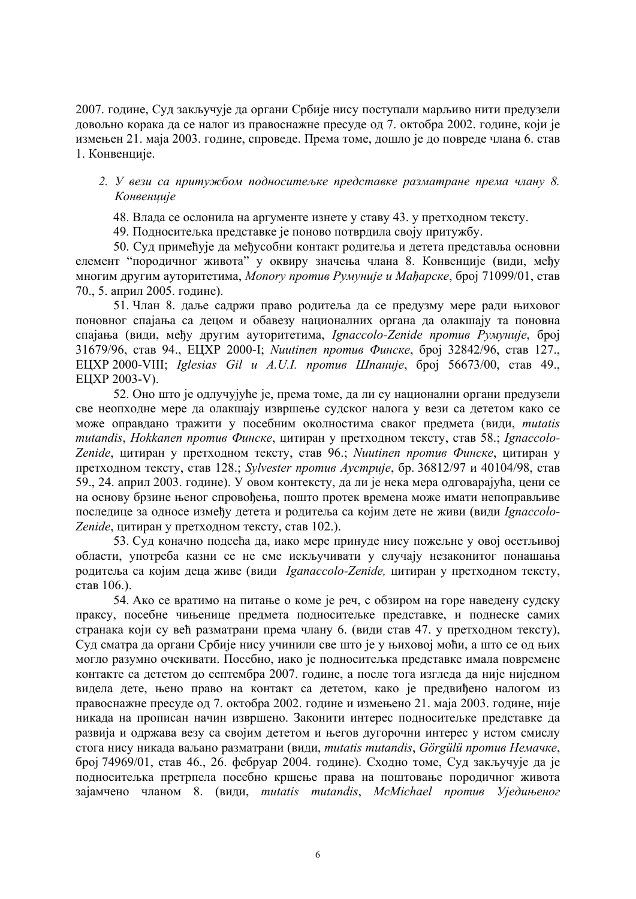2007. године, Суд закључује да органи Србије нису поступали марљиво нити предузели довољно корака да се налог из правоснажне пресуде од 7. октобра 2002. године, који је измењен 21. маја 2003. године, спроведе. Према томе, дошло је до повреде члана 6. став 1. Конвенције.

2. *У вези са притужбом подноситељке представке разматране према члану 8. Конвенције*

48. Влада се ослонила на аргументе изнете у ставу 43. у претходном тексту.

49. Подноситељка представке је поново потврдила своју притужбу.

50. Суд примећује да међусобни контакт родитеља и детета представља основни елемент "породичног живота" у оквиру значења члана 8. Конвенције (види, међу многим другим ауторитетима, *Monory против Румуније и Мађарске*, број 71099/01, став 70., 5. април 2005. године).

51. Члан 8. даље садржи право родитеља да се предузму мере ради њиховог поновног спајања са децом и обавезу националних органа да олакшају та поновна спајања (види, међу другим ауторитетима, *Ignaccolo-Zenide против Румуније*, број 31679/96, став 94., ЕЦХР 2000-I; *Nuutinen против Финске*, број 32842/96, став 127., ЕЦХР 2000-VIII; *Iglesias Gil и A.U.I. против Шпаније*, број 56673/00, став 49., ЕЦХР 2003-V).

52. Оно што је одлучујуће је, према томе, да ли су национални органи предузели све неопходне мере да олакшају извршење судског налога у вези са дететом како се може оправдано тражити у посебним околностима сваког предмета (види, *mutatis mutandis*, *Hokkanen против Финске*, цитиран у претходном тексту, став 58.; *Ignaccolo-Zenide*, цитиран у претходном тексту, став 96.; *Nuutinen против Финске*, цитиран у претходном тексту, став 128.; *Sylvester против Аустрије*, бр. 36812/97 и 40104/98, став 59., 24. април 2003. године). У овом контексту, да ли је нека мера одговарајућа, цени се на основу брзине њеног спровођења, пошто протек времена може имати непоправљиве последице за односе између детета и родитеља са којим дете не живи (види *Ignaccolo-Zenide*, цитиран у претходном тексту, став 102.).

53. Суд коначно подсећа да, иако мере принуде нису пожељне у овој осетљивој области, употреба казни се не сме искључивати у случају незаконитог понашања родитеља са којим деца живе (види *Iganaccolo-Zenide,* цитиран у претходном тексту, став 106.).

54. Ако се вратимо на питање о коме је реч, с обзиром на горе наведену судску праксу, посебне чињенице предмета подноситељке представке, и поднеске самих странака који су већ разматрани према члану 6. (види став 47. у претходном тексту), Суд сматра да органи Србије нису учинили све што је у њиховој моћи, а што се од њих могло разумно очекивати. Посебно, иако је подноситељка представке имала повремене контакте са дететом до септембра 2007. године, а после тога изгледа да није ниједном видела дете, њено право на контакт са дететом, како је предвиђено налогом из правоснажне пресуде од 7. октобра 2002. године и измењено 21. маја 2003. године, није никада на прописан начин извршено. Законити интерес подноситељке представке да развија и одржава везу са својим дететом и његов дугорочни интерес у истом смислу стога нису никада ваљано разматрани (види, *mutatis mutandis*, *Görgülü против Немачке*, број 74969/01, став 46., 26. фебруар 2004. године). Сходно томе, Суд закључује да је подноситељка претрпела посебно кршење права на поштовање породичног живота зајамчено чланом 8. (види, *mutatis mutandis*, *McMichael против Уједињеног*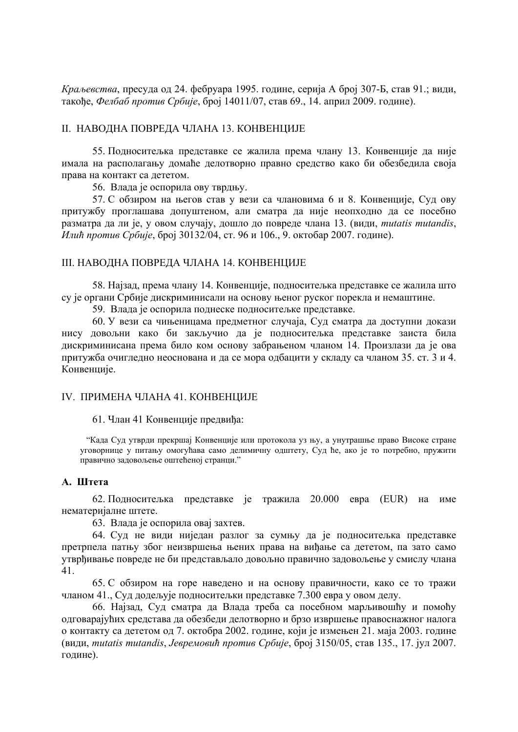*Краљевства*, пресуда од 24. фебруара 1995. године, серија А број 307-Б, став 91.; види, такође, *Фелбаб против Србије*, број 14011/07, став 69., 14. април 2009. године).

## II. НАВОДНА ПОВРЕДА ЧЛАНА 13. КОНВЕНЦИЈЕ

55. Подноситељка представке се жалила према члану 13. Конвенције да није имала на располагању домаће делотворно правно средство како би обезбедила своја права на контакт са дететом.

56. Влада је оспорила ову тврдњу.

57. С обзиром на његов став у вези са члановима 6 и 8. Конвенције, Суд ову притужбу проглашава допуштеном, али сматра да није неопходно да се посебно разматра да ли је, у овом случају, дошло до повреде члана 13. (види, *mutatis mutandis*, *Илић против Србије*, број 30132/04, ст. 96 и 106., 9. октобар 2007. године).

## III. НАВОДНА ПОВРЕДА ЧЛАНА 14. КОНВЕНЦИЈЕ

58. Најзад, према члану 14. Конвенције, подноситељка представке се жалила што су је органи Србије дискриминисали на основу њеног руског порекла и немаштине.

59. Влада је оспорила поднеске подноситељке представке.

60. У вези са чињеницама предметног случаја, Суд сматра да доступни докази нису довољни како би закључио да је подноситељка представке заиста била дискриминисана према било ком основу забрањеном чланом 14. Произлази да је ова притужба очигледно неоснована и да се мора одбацити у складу са чланом 35. ст. 3 и 4. Конвенције.

## IV. ПРИМЕНА ЧЛАНА 41. КОНВЕНЦИЈЕ

61. Члан 41 Конвенције предвиђа:

> "Када Суд утврди прекршај Конвенције или протокола уз њу, а унутрашње право Високе стране уговорнице у питању омогућава само делимичну одштету, Суд ће, ако је то потребно, пружити правично задовољење оштећеној странци."

### A. Штета

62. Подноситељка представке је тражила 20.000 евра (EUR) на име нематеријалне штете.

63. Влада је оспорила овај захтев.

64. Суд не види ниједан разлог за сумњу да је подноситељка представке претрпела патњу због неизвршења њених права на виђање са дететом, па зато само утврђивање повреде не би представљало довољно правично задовољење у смислу члана 41.

65. С обзиром на горе наведено и на основу правичности, како се то тражи чланом 41., Суд додељује подноситељки представке 7.300 евра у овом делу.

66. Најзад, Суд сматра да Влада треба са посебном марљивошћу и помоћу одговарајућих средстава да обезбеди делотворно и брзо извршење правоснажног налога о контакту са дететом од 7. октобра 2002. године, који је измењен 21. маја 2003. године (види, *mutatis mutandis*, *Јевремовић против Србије*, број 3150/05, став 135., 17. јул 2007. године).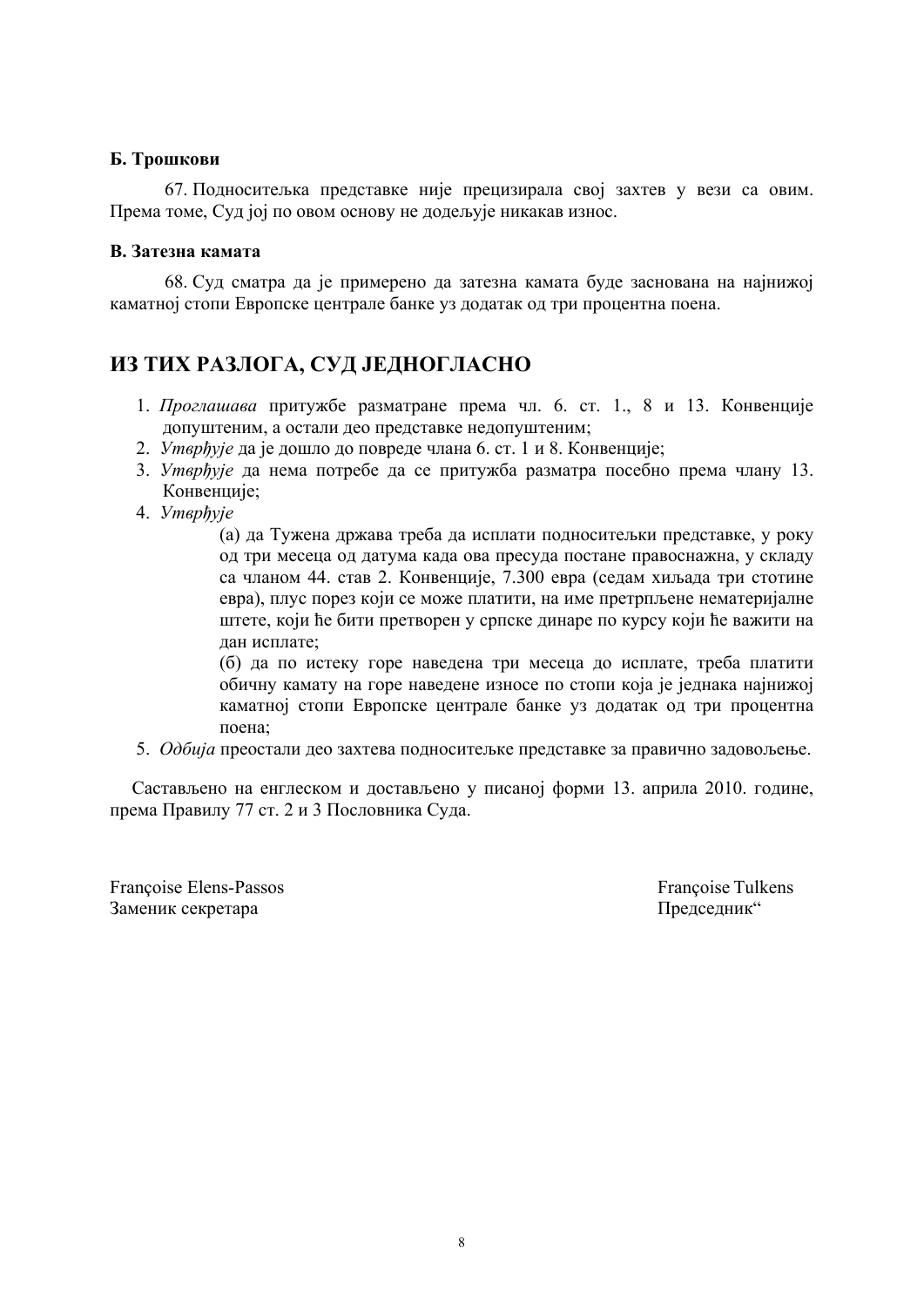**Б. Трошкови**

67. Подноситељка представке није прецизирала свој захтев у вези са овим. Према томе, Суд јој по овом основу не додељује никакав износ.

**В. Затезна камата**

68. Суд сматра да је примерено да затезна камата буде заснована на најнижој каматној стопи Европске централе банке уз додатак од три процентна поена.

## ИЗ ТИХ РАЗЛОГА, СУД ЈЕДНОГЛАСНО

1. *Проглашава* притужбе разматране према чл. 6. ст. 1., 8 и 13. Конвенције допуштеним, а остали део представке недопуштеним;
2. *Утврђује* да је дошло до повреде члана 6. ст. 1 и 8. Конвенције;
3. *Утврђује* да нема потребе да се притужба разматра посебно према члану 13. Конвенције;
4. *Утврђује*

   (а) да Тужена држава треба да исплати подноситељки представке, у року од три месеца од датума када ова пресуда постане правоснажна, у складу са чланом 44. став 2. Конвенције, 7.300 евра (седам хиљада три стотине евра), плус порез који се може платити, на име претрпљене нематеријалне штете, који ће бити претворен у српске динаре по курсу који ће важити на дан исплате;

   (б) да по истеку горе наведена три месеца до исплате, треба платити обичну камату на горе наведене износе по стопи која је једнака најнижој каматној стопи Европске централе банке уз додатак од три процентна поена;
5. *Одбија* преостали део захтева подноситељке представке за правично задовољење.

Састављено на енглеском и достављено у писаној форми 13. априла 2010. године, према Правилу 77 ст. 2 и 3 Пословника Суда.

Françoise Elens-Passos
Заменик секретара

Françoise Tulkens
Председник"